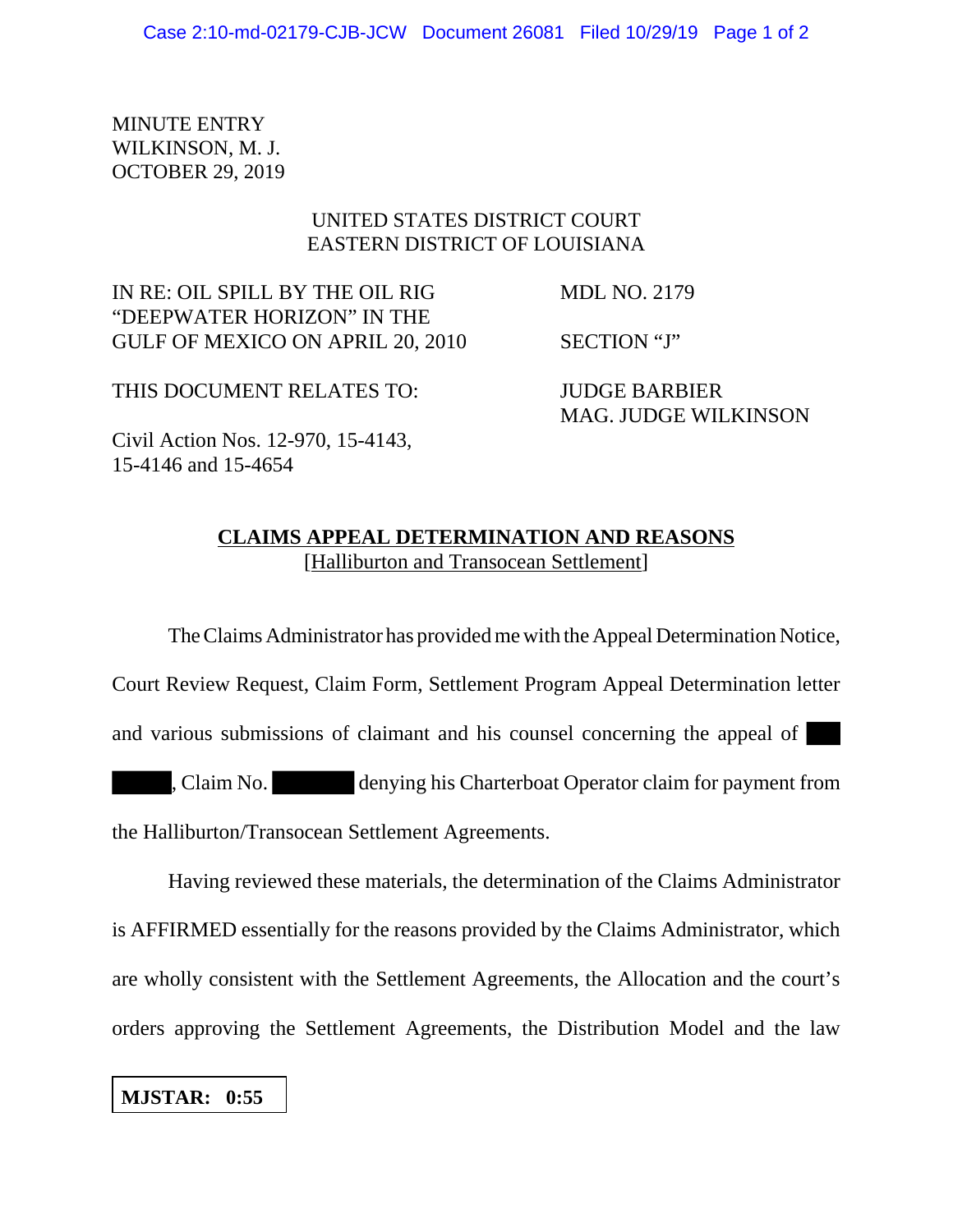MINUTE ENTRY
WILKINSON, M. J.
OCTOBER 29, 2019

UNITED STATES DISTRICT COURT
EASTERN DISTRICT OF LOUISIANA

| | |
|---|---|
| IN RE: OIL SPILL BY THE OIL RIG "DEEPWATER HORIZON" IN THE GULF OF MEXICO ON APRIL 20, 2010 | MDL NO. 2179<br><br>SECTION "J" |
| THIS DOCUMENT RELATES TO:<br><br>Civil Action Nos. 12-970, 15-4143, 15-4146 and 15-4654 | JUDGE BARBIER<br>MAG. JUDGE WILKINSON |

**CLAIMS APPEAL DETERMINATION AND REASONS**
[Halliburton and Transocean Settlement]

The Claims Administrator has provided me with the Appeal Determination Notice, Court Review Request, Claim Form, Settlement Program Appeal Determination letter and various submissions of claimant and his counsel concerning the appeal of ██████, Claim No. ████████ denying his Charterboat Operator claim for payment from the Halliburton/Transocean Settlement Agreements.

Having reviewed these materials, the determination of the Claims Administrator is AFFIRMED essentially for the reasons provided by the Claims Administrator, which are wholly consistent with the Settlement Agreements, the Allocation and the court's orders approving the Settlement Agreements, the Distribution Model and the law

**MJSTAR: 0:55**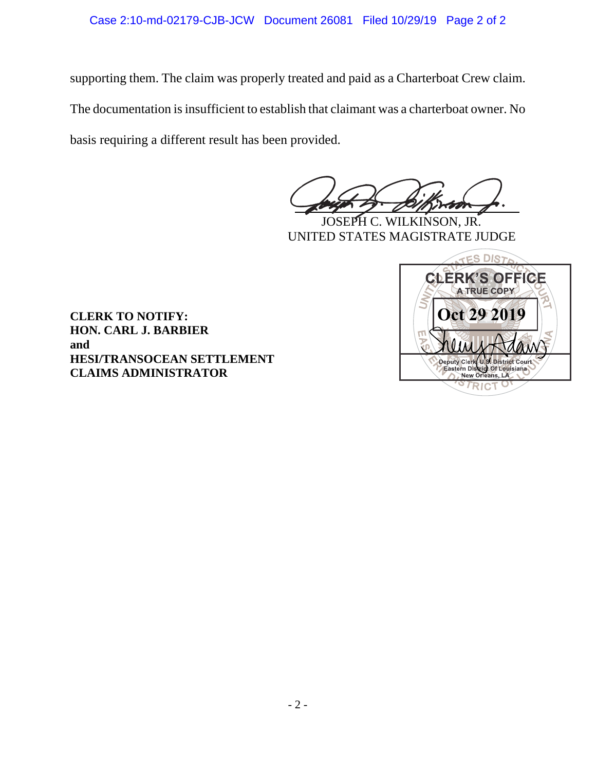supporting them. The claim was properly treated and paid as a Charterboat Crew claim. The documentation is insufficient to establish that claimant was a charterboat owner. No basis requiring a different result has been provided.

JOSEPH C. WILKINSON, JR.
UNITED STATES MAGISTRATE JUDGE

CLERK'S OFFICE
A TRUE COPY
Oct 29 2019
Deputy Clerk, U.S. District Court
Eastern District Of Louisiana
New Orleans, LA

**CLERK TO NOTIFY:**
**HON. CARL J. BARBIER**
**and**
**HESI/TRANSOCEAN SETTLEMENT CLAIMS ADMINISTRATOR**